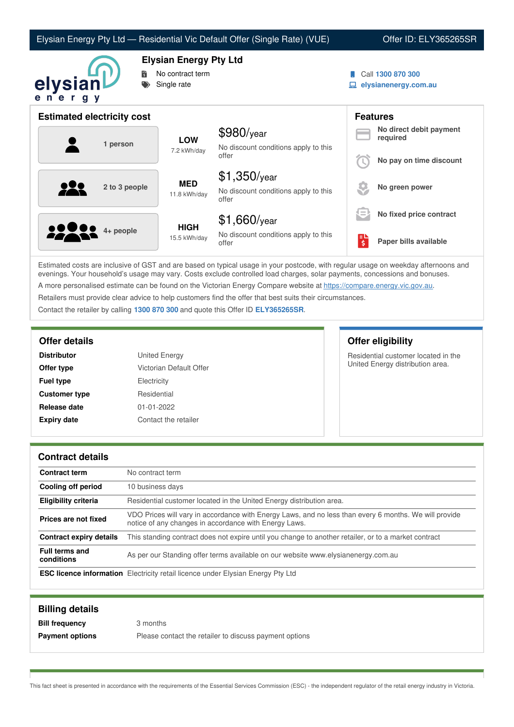Elysian Energy Pty Ltd — Residential Vic Default Offer (Single Rate) (VUE) | Offer ID: ELY365265SR

# Elysian Energy Pty Ltd

- No contract term
- Single rate

Call **1300 870 300**
**elysianenergy.com.au**

## Estimated electricity cost

| Household | Usage | Cost |
|---|---|---|
| 1 person | **LOW** 7.2 kWh/day | $980/year — No discount conditions apply to this offer |
| 2 to 3 people | **MED** 11.8 kWh/day | $1,350/year — No discount conditions apply to this offer |
| 4+ people | **HIGH** 15.5 kWh/day | $1,660/year — No discount conditions apply to this offer |

## Features

- **No direct debit payment required**
- **No pay on time discount**
- **No green power**
- **No fixed price contract**
- **Paper bills available**

Estimated costs are inclusive of GST and are based on typical usage in your postcode, with regular usage on weekday afternoons and evenings. Your household's usage may vary. Costs exclude controlled load charges, solar payments, concessions and bonuses.

A more personalised estimate can be found on the Victorian Energy Compare website at https://compare.energy.vic.gov.au.

Retailers must provide clear advice to help customers find the offer that best suits their circumstances.

Contact the retailer by calling **1300 870 300** and quote this Offer ID **ELY365265SR**.

## Offer details

| | |
|---|---|
| **Distributor** | United Energy |
| **Offer type** | Victorian Default Offer |
| **Fuel type** | Electricity |
| **Customer type** | Residential |
| **Release date** | 01-01-2022 |
| **Expiry date** | Contact the retailer |

## Offer eligibility

Residential customer located in the United Energy distribution area.

## Contract details

| | |
|---|---|
| **Contract term** | No contract term |
| **Cooling off period** | 10 business days |
| **Eligibility criteria** | Residential customer located in the United Energy distribution area. |
| **Prices are not fixed** | VDO Prices will vary in accordance with Energy Laws, and no less than every 6 months. We will provide notice of any changes in accordance with Energy Laws. |
| **Contract expiry details** | This standing contract does not expire until you change to another retailer, or to a market contract |
| **Full terms and conditions** | As per our Standing offer terms available on our website www.elysianenergy.com.au |
| **ESC licence information** | Electricity retail licence under Elysian Energy Pty Ltd |

## Billing details

| | |
|---|---|
| **Bill frequency** | 3 months |
| **Payment options** | Please contact the retailer to discuss payment options |

This fact sheet is presented in accordance with the requirements of the Essential Services Commission (ESC) - the independent regulator of the retail energy industry in Victoria.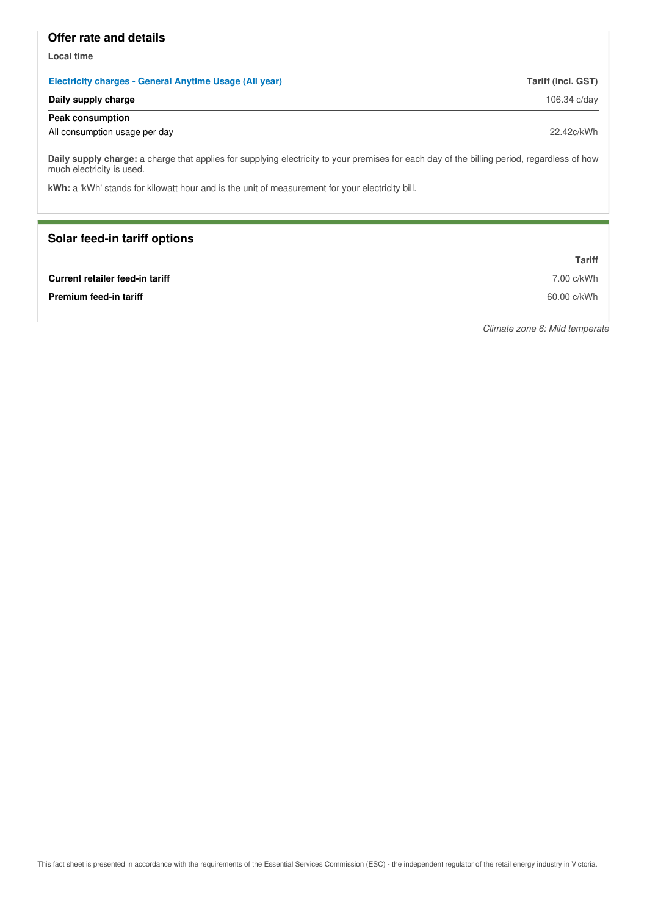## Offer rate and details

**Local time**

| Electricity charges - General Anytime Usage (All year) | Tariff (incl. GST) |
| --- | --- |
| **Daily supply charge** | 106.34 c/day |
| **Peak consumption** | |
| All consumption usage per day | 22.42c/kWh |

**Daily supply charge:** a charge that applies for supplying electricity to your premises for each day of the billing period, regardless of how much electricity is used.

**kWh:** a 'kWh' stands for kilowatt hour and is the unit of measurement for your electricity bill.

## Solar feed-in tariff options

| | Tariff |
| --- | --- |
| **Current retailer feed-in tariff** | 7.00 c/kWh |
| **Premium feed-in tariff** | 60.00 c/kWh |

*Climate zone 6: Mild temperate*

This fact sheet is presented in accordance with the requirements of the Essential Services Commission (ESC) - the independent regulator of the retail energy industry in Victoria.